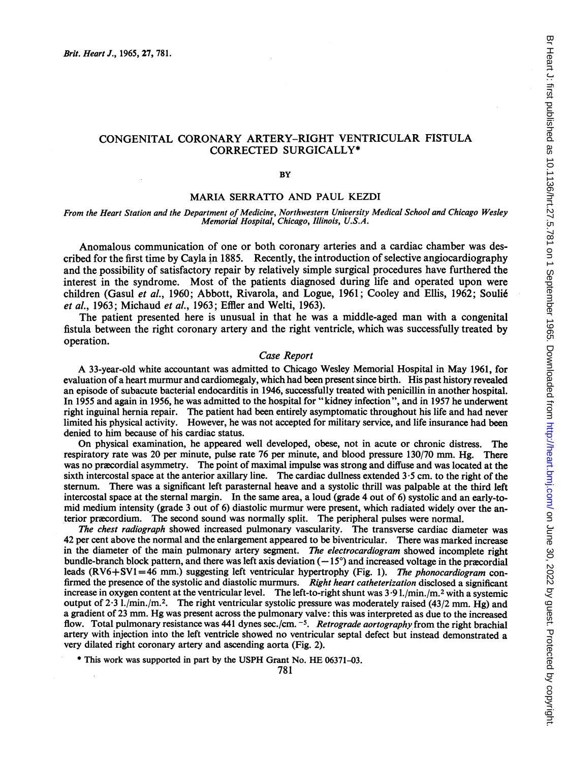# CONGENITAL CORONARY ARTERY–RIGHT VENTRICULAR FISTULA CORRECTED SURGICALLY*

BY

## MARIA SERRATTO AND PAUL KEZDI

*From the Heart Station and the Department of Medicine, Northwestern University Medical School and Chicago Wesley Memorial Hospital, Chicago, Illinois, U.S.A.*

Anomalous communication of one or both coronary arteries and a cardiac chamber was described for the first time by Cayla in 1885. Recently, the introduction of selective angiocardiography and the possibility of satisfactory repair by relatively simple surgical procedures have furthered the interest in the syndrome. Most of the patients diagnosed during life and operated upon were children (Gasul *et al.*, 1960; Abbott, Rivarola, and Logue, 1961; Cooley and Ellis, 1962; Soulié *et al.*, 1963; Michaud *et al.*, 1963; Effler and Welti, 1963).

The patient presented here is unusual in that he was a middle-aged man with a congenital fistula between the right coronary artery and the right ventricle, which was successfully treated by operation.

### *Case Report*

A 33-year-old white accountant was admitted to Chicago Wesley Memorial Hospital in May 1961, for evaluation of a heart murmur and cardiomegaly, which had been present since birth. His past history revealed an episode of subacute bacterial endocarditis in 1946, successfully treated with penicillin in another hospital. In 1955 and again in 1956, he was admitted to the hospital for "kidney infection", and in 1957 he underwent right inguinal hernia repair. The patient had been entirely asymptomatic throughout his life and had never limited his physical activity. However, he was not accepted for military service, and life insurance had been denied to him because of his cardiac status.

On physical examination, he appeared well developed, obese, not in acute or chronic distress. The respiratory rate was 20 per minute, pulse rate 76 per minute, and blood pressure 130/70 mm. Hg. There was no præcordial asymmetry. The point of maximal impulse was strong and diffuse and was located at the sixth intercostal space at the anterior axillary line. The cardiac dullness extended 3·5 cm. to the right of the sternum. There was a significant left parasternal heave and a systolic thrill was palpable at the third left intercostal space at the sternal margin. In the same area, a loud (grade 4 out of 6) systolic and an early-to-mid medium intensity (grade 3 out of 6) diastolic murmur were present, which radiated widely over the anterior præcordium. The second sound was normally split. The peripheral pulses were normal.

*The chest radiograph* showed increased pulmonary vascularity. The transverse cardiac diameter was 42 per cent above the normal and the enlargement appeared to be biventricular. There was marked increase in the diameter of the main pulmonary artery segment. *The electrocardiogram* showed incomplete right bundle-branch block pattern, and there was left axis deviation ($-15°$) and increased voltage in the præcordial leads ($RV6+SV1=46$ mm.) suggesting left ventricular hypertrophy (Fig. 1). *The phonocardiogram* confirmed the presence of the systolic and diastolic murmurs. *Right heart catheterization* disclosed a significant increase in oxygen content at the ventricular level. The left-to-right shunt was 3·9 l./min./m.$^2$ with a systemic output of 2·3 l./min./m.$^2$. The right ventricular systolic pressure was moderately raised (43/2 mm. Hg) and a gradient of 23 mm. Hg was present across the pulmonary valve: this was interpreted as due to the increased flow. Total pulmonary resistance was 441 dynes sec./cm.$^{-5}$. *Retrograde aortography* from the right brachial artery with injection into the left ventricle showed no ventricular septal defect but instead demonstrated a very dilated right coronary artery and ascending aorta (Fig. 2).

\* This work was supported in part by the USPH Grant No. HE 06371–03.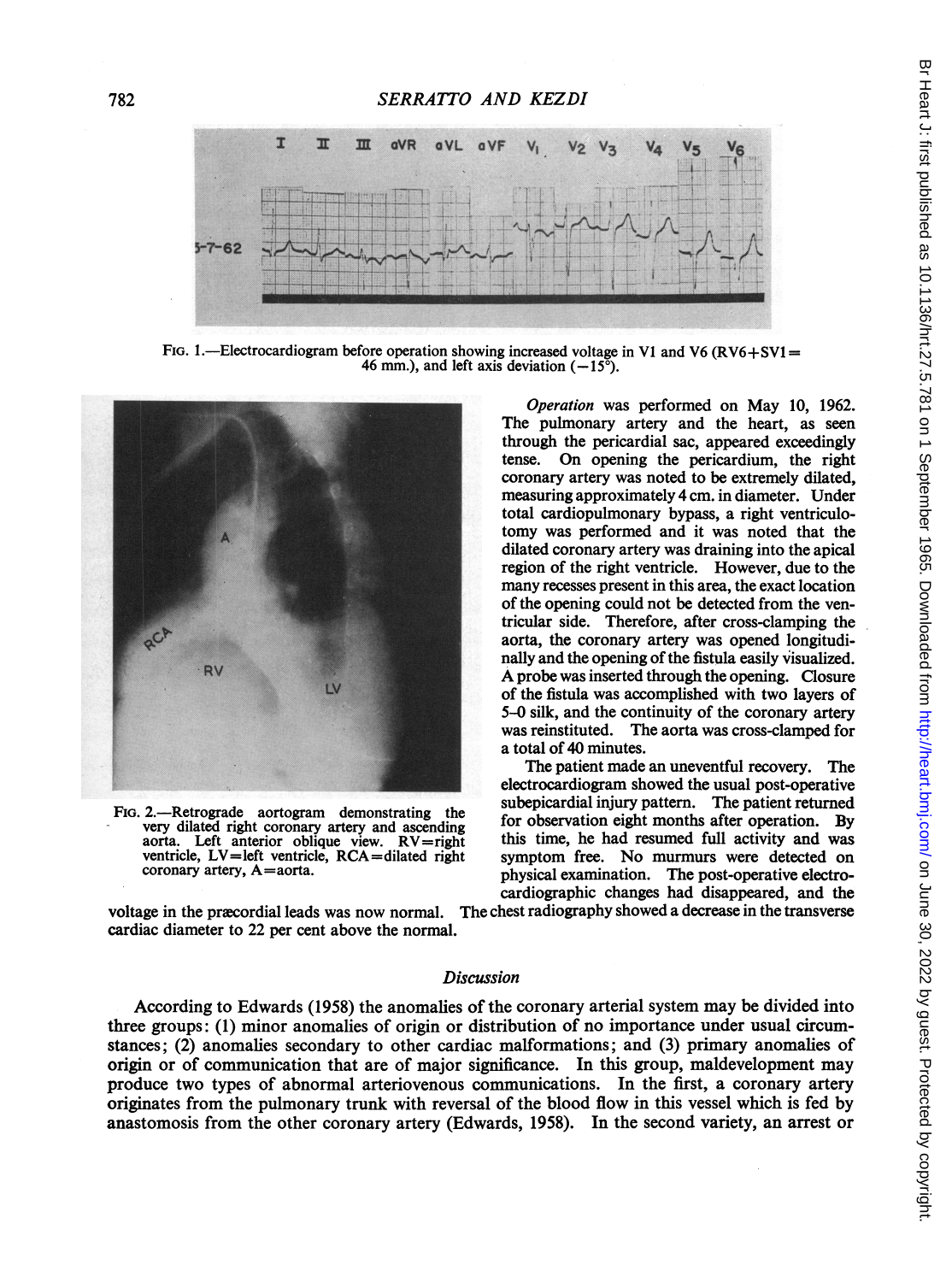FIG. 1.—Electrocardiogram before operation showing increased voltage in V1 and V6 (RV6+SV1 = 46 mm.), and left axis deviation (−15°).

FIG. 2.—Retrograde aortogram demonstrating the very dilated right coronary artery and ascending aorta. Left anterior oblique view. RV=right ventricle, LV=left ventricle, RCA=dilated right coronary artery, A=aorta.

*Operation* was performed on May 10, 1962. The pulmonary artery and the heart, as seen through the pericardial sac, appeared exceedingly tense. On opening the pericardium, the right coronary artery was noted to be extremely dilated, measuring approximately 4 cm. in diameter. Under total cardiopulmonary bypass, a right ventriculotomy was performed and it was noted that the dilated coronary artery was draining into the apical region of the right ventricle. However, due to the many recesses present in this area, the exact location of the opening could not be detected from the ventricular side. Therefore, after cross-clamping the aorta, the coronary artery was opened longitudinally and the opening of the fistula easily visualized. A probe was inserted through the opening. Closure of the fistula was accomplished with two layers of 5–0 silk, and the continuity of the coronary artery was reinstituted. The aorta was cross-clamped for a total of 40 minutes.

The patient made an uneventful recovery. The electrocardiogram showed the usual post-operative subepicardial injury pattern. The patient returned for observation eight months after operation. By this time, he had resumed full activity and was symptom free. No murmurs were detected on physical examination. The post-operative electrocardiographic changes had disappeared, and the voltage in the præcordial leads was now normal. The chest radiography showed a decrease in the transverse cardiac diameter to 22 per cent above the normal.

## *Discussion*

According to Edwards (1958) the anomalies of the coronary arterial system may be divided into three groups: (1) minor anomalies of origin or distribution of no importance under usual circumstances; (2) anomalies secondary to other cardiac malformations; and (3) primary anomalies of origin or of communication that are of major significance. In this group, maldevelopment may produce two types of abnormal arteriovenous communications. In the first, a coronary artery originates from the pulmonary trunk with reversal of the blood flow in this vessel which is fed by anastomosis from the other coronary artery (Edwards, 1958). In the second variety, an arrest or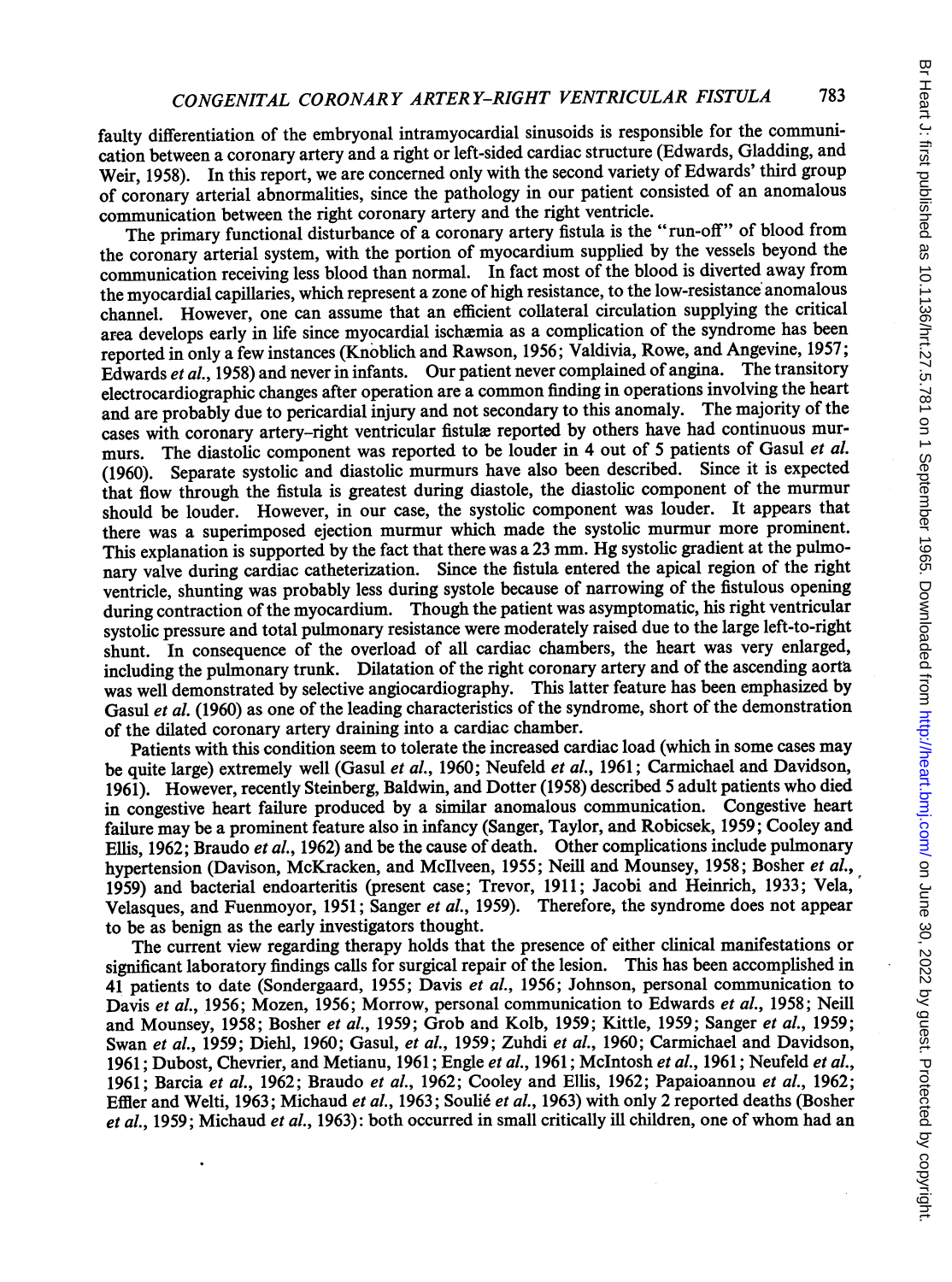faulty differentiation of the embryonal intramyocardial sinusoids is responsible for the communication between a coronary artery and a right or left-sided cardiac structure (Edwards, Gladding, and Weir, 1958). In this report, we are concerned only with the second variety of Edwards' third group of coronary arterial abnormalities, since the pathology in our patient consisted of an anomalous communication between the right coronary artery and the right ventricle.

The primary functional disturbance of a coronary artery fistula is the "run-off" of blood from the coronary arterial system, with the portion of myocardium supplied by the vessels beyond the communication receiving less blood than normal. In fact most of the blood is diverted away from the myocardial capillaries, which represent a zone of high resistance, to the low-resistance anomalous channel. However, one can assume that an efficient collateral circulation supplying the critical area develops early in life since myocardial ischæmia as a complication of the syndrome has been reported in only a few instances (Knoblich and Rawson, 1956; Valdivia, Rowe, and Angevine, 1957; Edwards *et al.*, 1958) and never in infants. Our patient never complained of angina. The transitory electrocardiographic changes after operation are a common finding in operations involving the heart and are probably due to pericardial injury and not secondary to this anomaly. The majority of the cases with coronary artery–right ventricular fistulæ reported by others have had continuous murmurs. The diastolic component was reported to be louder in 4 out of 5 patients of Gasul *et al.* (1960). Separate systolic and diastolic murmurs have also been described. Since it is expected that flow through the fistula is greatest during diastole, the diastolic component of the murmur should be louder. However, in our case, the systolic component was louder. It appears that there was a superimposed ejection murmur which made the systolic murmur more prominent. This explanation is supported by the fact that there was a 23 mm. Hg systolic gradient at the pulmonary valve during cardiac catheterization. Since the fistula entered the apical region of the right ventricle, shunting was probably less during systole because of narrowing of the fistulous opening during contraction of the myocardium. Though the patient was asymptomatic, his right ventricular systolic pressure and total pulmonary resistance were moderately raised due to the large left-to-right shunt. In consequence of the overload of all cardiac chambers, the heart was very enlarged, including the pulmonary trunk. Dilatation of the right coronary artery and of the ascending aorta was well demonstrated by selective angiocardiography. This latter feature has been emphasized by Gasul *et al.* (1960) as one of the leading characteristics of the syndrome, short of the demonstration of the dilated coronary artery draining into a cardiac chamber.

Patients with this condition seem to tolerate the increased cardiac load (which in some cases may be quite large) extremely well (Gasul *et al.*, 1960; Neufeld *et al.*, 1961; Carmichael and Davidson, 1961). However, recently Steinberg, Baldwin, and Dotter (1958) described 5 adult patients who died in congestive heart failure produced by a similar anomalous communication. Congestive heart failure may be a prominent feature also in infancy (Sanger, Taylor, and Robicsek, 1959; Cooley and Ellis, 1962; Braudo *et al.*, 1962) and be the cause of death. Other complications include pulmonary hypertension (Davison, McKracken, and McIlveen, 1955; Neill and Mounsey, 1958; Bosher *et al.*, 1959) and bacterial endoarteritis (present case; Trevor, 1911; Jacobi and Heinrich, 1933; Vela, Velasques, and Fuenmoyor, 1951; Sanger *et al.*, 1959). Therefore, the syndrome does not appear to be as benign as the early investigators thought.

The current view regarding therapy holds that the presence of either clinical manifestations or significant laboratory findings calls for surgical repair of the lesion. This has been accomplished in 41 patients to date (Sondergaard, 1955; Davis *et al.*, 1956; Johnson, personal communication to Davis *et al.*, 1956; Mozen, 1956; Morrow, personal communication to Edwards *et al.*, 1958; Neill and Mounsey, 1958; Bosher *et al.*, 1959; Grob and Kolb, 1959; Kittle, 1959; Sanger *et al.*, 1959; Swan *et al.*, 1959; Diehl, 1960; Gasul, *et al.*, 1959; Zuhdi *et al.*, 1960; Carmichael and Davidson, 1961; Dubost, Chevrier, and Metianu, 1961; Engle *et al.*, 1961; McIntosh *et al.*, 1961; Neufeld *et al.*, 1961; Barcia *et al.*, 1962; Braudo *et al.*, 1962; Cooley and Ellis, 1962; Papaioannou *et al.*, 1962; Effler and Welti, 1963; Michaud *et al.*, 1963; Soulié *et al.*, 1963) with only 2 reported deaths (Bosher *et al.*, 1959; Michaud *et al.*, 1963): both occurred in small critically ill children, one of whom had an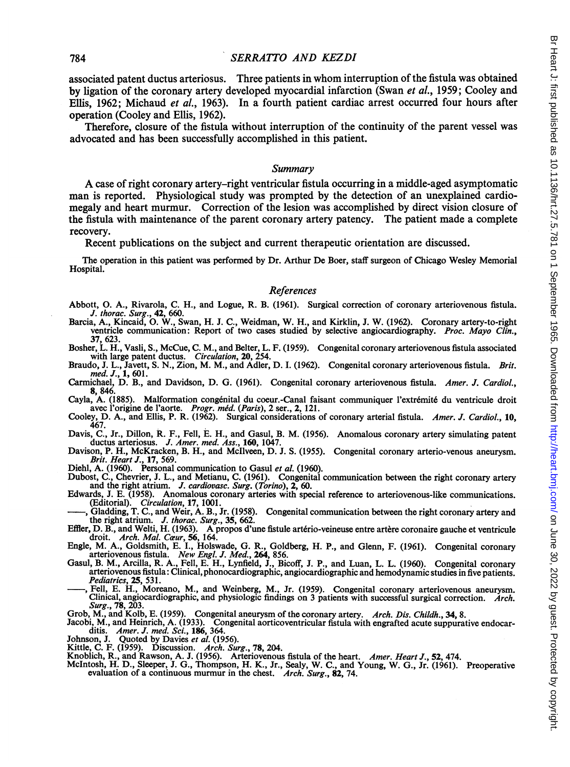associated patent ductus arteriosus. Three patients in whom interruption of the fistula was obtained by ligation of the coronary artery developed myocardial infarction (Swan *et al.*, 1959; Cooley and Ellis, 1962; Michaud *et al.*, 1963). In a fourth patient cardiac arrest occurred four hours after operation (Cooley and Ellis, 1962).

Therefore, closure of the fistula without interruption of the continuity of the parent vessel was advocated and has been successfully accomplished in this patient.

## Summary

A case of right coronary artery–right ventricular fistula occurring in a middle-aged asymptomatic man is reported. Physiological study was prompted by the detection of an unexplained cardiomegaly and heart murmur. Correction of the lesion was accomplished by direct vision closure of the fistula with maintenance of the parent coronary artery patency. The patient made a complete recovery.

Recent publications on the subject and current therapeutic orientation are discussed.

The operation in this patient was performed by Dr. Arthur De Boer, staff surgeon of Chicago Wesley Memorial Hospital.

## References

Abbott, O. A., Rivarola, C. H., and Logue, R. B. (1961). Surgical correction of coronary arteriovenous fistula. *J. thorac. Surg.*, **42**, 660.

Barcia, A., Kincaid, O. W., Swan, H. J. C., Weidman, W. H., and Kirklin, J. W. (1962). Coronary artery-to-right ventricle communication: Report of two cases studied by selective angiocardiography. *Proc. Mayo Clin.*, **37**, 623.

Bosher, L. H., Vasli, S., McCue, C. M., and Belter, L. F. (1959). Congenital coronary arteriovenous fistula associated with large patent ductus. *Circulation*, **20**, 254.

Braudo, J. L., Javett, S. N., Zion, M. M., and Adler, D. I. (1962). Congenital coronary arteriovenous fistula. *Brit. med. J.*, **1**, 601.

Carmichael, D. B., and Davidson, D. G. (1961). Congenital coronary arteriovenous fistula. *Amer. J. Cardiol.*, **8**, 846.

Cayla, A. (1885). Malformation congénital du coeur.-Canal faisant communiquer l'extrémité du ventricule droit avec l'origine de l'aorte. *Progr. méd. (Paris)*, 2 ser., **2**, 121.

Cooley, D. A., and Ellis, P. R. (1962). Surgical considerations of coronary arterial fistula. *Amer. J. Cardiol.*, **10**, 467.

Davis, C., Jr., Dillon, R. F., Fell, E. H., and Gasul, B. M. (1956). Anomalous coronary artery simulating patent ductus arteriosus. *J. Amer. med. Ass.*, **160**, 1047.

Davison, P. H., McKracken, B. H., and McIlveen, D. J. S. (1955). Congenital coronary arterio-venous aneurysm. *Brit. Heart J.*, **17**, 569.

Diehl, A. (1960). Personal communication to Gasul *et al.* (1960).

Dubost, C., Chevrier, J. L., and Metianu, C. (1961). Congenital communication between the right coronary artery and the right atrium. *J. cardiovasc. Surg. (Torino)*, **2**, 60.

Edwards, J. E. (1958). Anomalous coronary arteries with special reference to arteriovenous-like communications. (Editorial). *Circulation*, **17**, 1001.

——, Gladding, T. C., and Weir, A. B., Jr. (1958). Congenital communication between the right coronary artery and the right atrium. *J. thorac. Surg.*, **35**, 662.

Effler, D. B., and Welti, H. (1963). A propos d'une fistule artério-veineuse entre artère coronaire gauche et ventricule droit. *Arch. Mal. Cœur*, **56**, 164.

Engle, M. A., Goldsmith, E. I., Holswade, G. R., Goldberg, H. P., and Glenn, F. (1961). Congenital coronary arteriovenous fistula. *New Engl. J. Med.*, **264**, 856.

Gasul, B. M., Arcilla, R. A., Fell, E. H., Lynfield, J., Bicoff, J. P., and Luan, L. L. (1960). Congenital coronary arteriovenous fistula: Clinical, phonocardiographic, angiocardiographic and hemodynamic studies in five patients. *Pediatrics*, **25**, 531.

——, Fell, E. H., Moreano, M., and Weinberg, M., Jr. (1959). Congenital coronary arteriovenous aneurysm. Clinical, angiocardiographic, and physiologic findings on 3 patients with successful surgical correction. *Arch. Surg.*, **78**, 203.

Grob, M., and Kolb, E. (1959). Congenital aneurysm of the coronary artery. *Arch. Dis. Childh.*, **34**, 8.

Jacobi, M., and Heinrich, A. (1933). Congenital aorticoventricular fistula with engrafted acute suppurative endocarditis. *Amer. J. med. Sci.*, **186**, 364.

Johnson, J. Quoted by Davies *et al.* (1956).

Kittle, C. F. (1959). Discussion. *Arch. Surg.*, **78**, 204.

Knoblich, R., and Rawson, A. J. (1956). Arteriovenous fistula of the heart. *Amer. Heart J.*, **52**, 474.

McIntosh, H. D., Sleeper, J. G., Thompson, H. K., Jr., Sealy, W. C., and Young, W. G., Jr. (1961). Preoperative evaluation of a continuous murmur in the chest. *Arch. Surg.*, **82**, 74.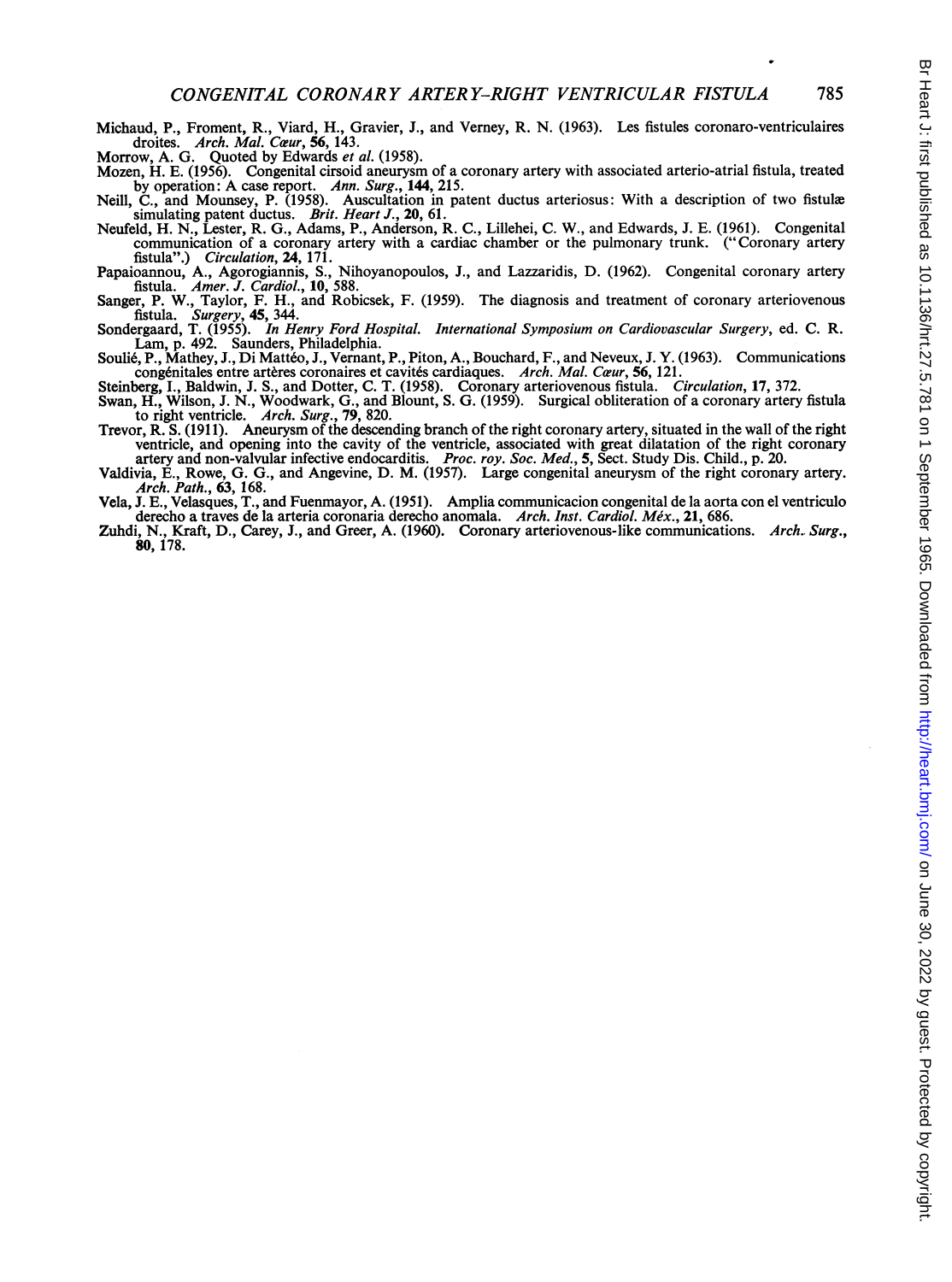Michaud, P., Froment, R., Viard, H., Gravier, J., and Verney, R. N. (1963). Les fistules coronaro-ventriculaires droites. *Arch. Mal. Cœur*, **56**, 143.

Morrow, A. G. Quoted by Edwards *et al.* (1958).

Mozen, H. E. (1956). Congenital cirsoid aneurysm of a coronary artery with associated arterio-atrial fistula, treated by operation: A case report. *Ann. Surg.*, **144**, 215.

Neill, C., and Mounsey, P. (1958). Auscultation in patent ductus arteriosus: With a description of two fistulæ simulating patent ductus. *Brit. Heart J.*, **20**, 61.

Neufeld, H. N., Lester, R. G., Adams, P., Anderson, R. C., Lillehei, C. W., and Edwards, J. E. (1961). Congenital communication of a coronary artery with a cardiac chamber or the pulmonary trunk. ("Coronary artery fistula".) *Circulation*, **24**, 171.

Papaioannou, A., Agorogiannis, S., Nihoyanopoulos, J., and Lazzaridis, D. (1962). Congenital coronary artery fistula. *Amer. J. Cardiol.*, **10**, 588.

Sanger, P. W., Taylor, F. H., and Robicsek, F. (1959). The diagnosis and treatment of coronary arteriovenous fistula. *Surgery*, **45**, 344.

Sondergaard, T. (1955). *In Henry Ford Hospital. International Symposium on Cardiovascular Surgery*, ed. C. R. Lam, p. 492. Saunders, Philadelphia.

Soulié, P., Mathey, J., Di Mattéo, J., Vernant, P., Piton, A., Bouchard, F., and Neveux, J. Y. (1963). Communications congénitales entre artères coronaires et cavités cardiaques. *Arch. Mal. Cœur*, **56**, 121.

Steinberg, I., Baldwin, J. S., and Dotter, C. T. (1958). Coronary arteriovenous fistula. *Circulation*, **17**, 372.

Swan, H., Wilson, J. N., Woodwark, G., and Blount, S. G. (1959). Surgical obliteration of a coronary artery fistula to right ventricle. *Arch. Surg.*, **79**, 820.

Trevor, R. S. (1911). Aneurysm of the descending branch of the right coronary artery, situated in the wall of the right ventricle, and opening into the cavity of the ventricle, associated with great dilatation of the right coronary artery and non-valvular infective endocarditis. *Proc. roy. Soc. Med.*, **5**, Sect. Study Dis. Child., p. 20.

Valdivia, E., Rowe, G. G., and Angevine, D. M. (1957). Large congenital aneurysm of the right coronary artery. *Arch. Path.*, **63**, 168.

Vela, J. E., Velasques, T., and Fuenmayor, A. (1951). Amplia communicacion congenital de la aorta con el ventriculo derecho a traves de la arteria coronaria derecho anomala. *Arch. Inst. Cardiol. Méx.*, **21**, 686.

Zuhdi, N., Kraft, D., Carey, J., and Greer, A. (1960). Coronary arteriovenous-like communications. *Arch. Surg.*, **80**, 178.